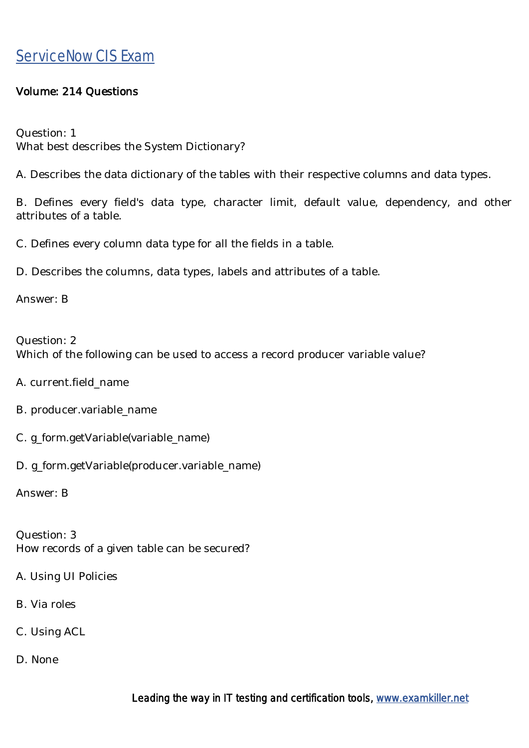# ServiceNow CIS Exam

Volume: 214 Questions

Question: 1
What best describes the System Dictionary?

A. Describes the data dictionary of the tables with their respective columns and data types.

B. Defines every field's data type, character limit, default value, dependency, and other attributes of a table.

C. Defines every column data type for all the fields in a table.

D. Describes the columns, data types, labels and attributes of a table.

Answer: B

Question: 2
Which of the following can be used to access a record producer variable value?

A. current.field_name

B. producer.variable_name

C. g_form.getVariable(variable_name)

D. g_form.getVariable(producer.variable_name)

Answer: B

Question: 3
How records of a given table can be secured?

A. Using UI Policies

B. Via roles

C. Using ACL

D. None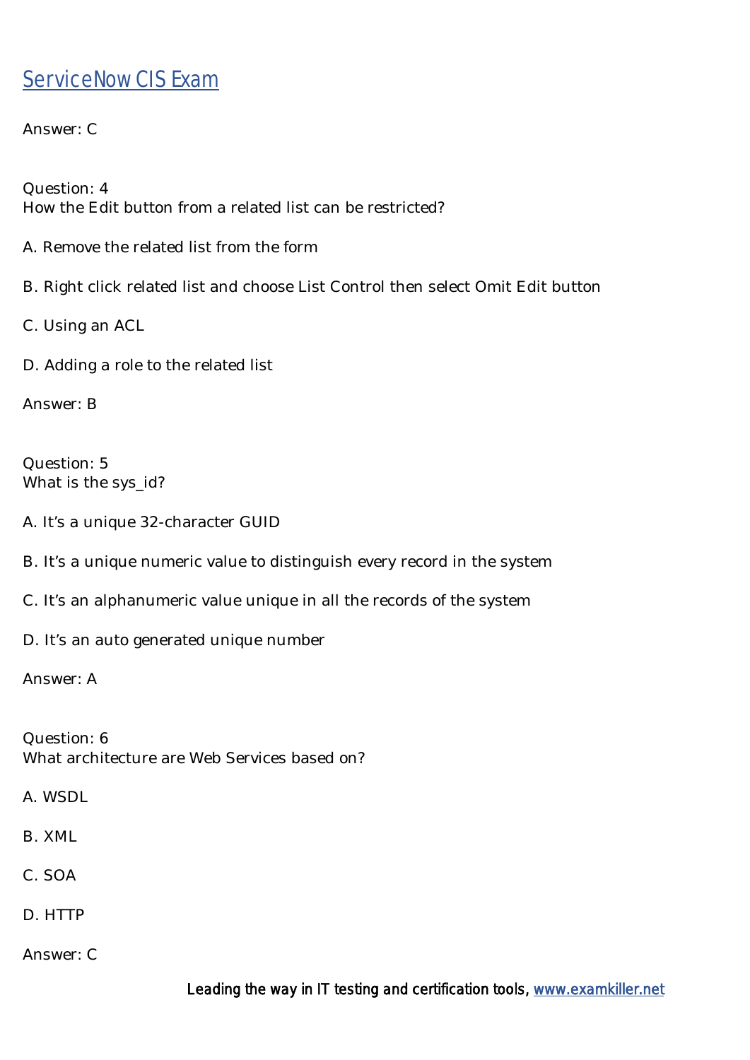Answer: C

Question: 4
How the Edit button from a related list can be restricted?

A. Remove the related list from the form

B. Right click related list and choose List Control then select Omit Edit button

C. Using an ACL

D. Adding a role to the related list

Answer: B

Question: 5
What is the sys_id?

A. It's a unique 32-character GUID

B. It's a unique numeric value to distinguish every record in the system

C. It's an alphanumeric value unique in all the records of the system

D. It's an auto generated unique number

Answer: A

Question: 6
What architecture are Web Services based on?

A. WSDL

B. XML

C. SOA

D. HTTP

Answer: C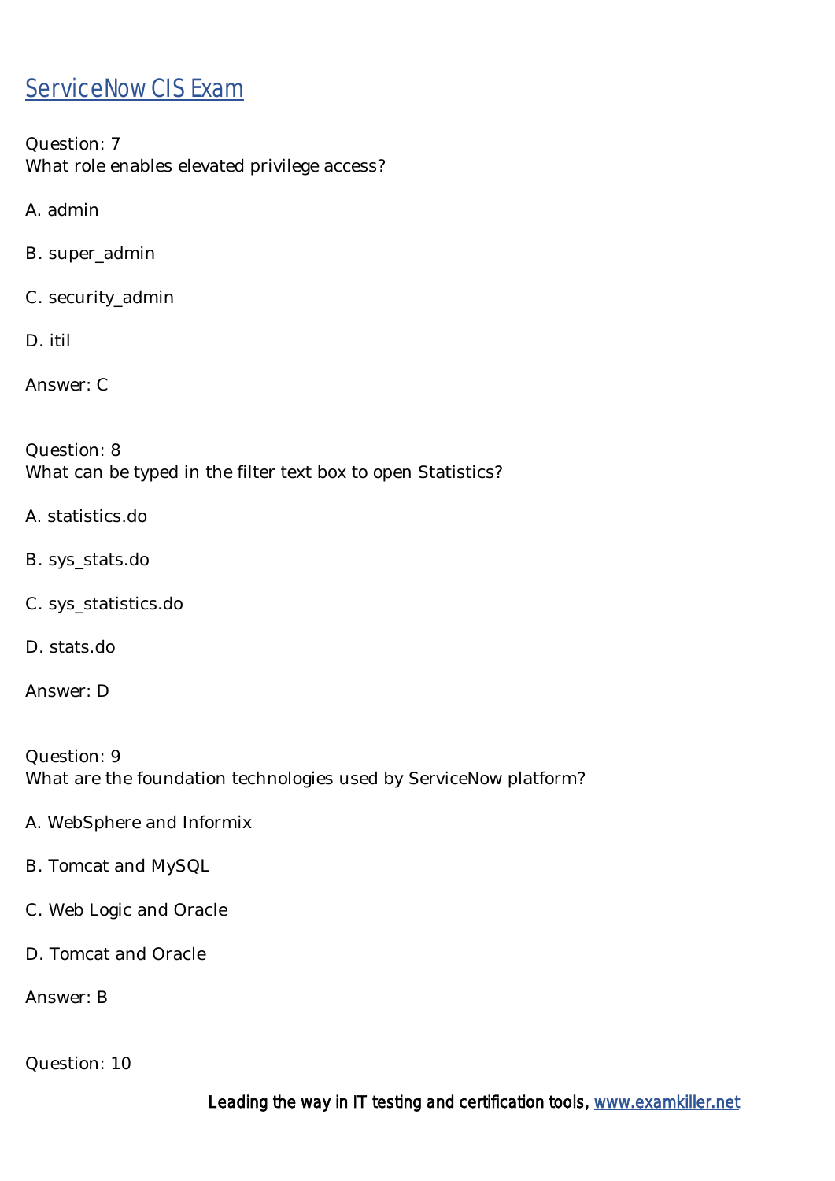Question: 7
What role enables elevated privilege access?

A. admin

B. super_admin

C. security_admin

D. itil

Answer: C

Question: 8
What can be typed in the filter text box to open Statistics?

A. statistics.do

B. sys_stats.do

C. sys_statistics.do

D. stats.do

Answer: D

Question: 9
What are the foundation technologies used by ServiceNow platform?

A. WebSphere and Informix

B. Tomcat and MySQL

C. Web Logic and Oracle

D. Tomcat and Oracle

Answer: B

Question: 10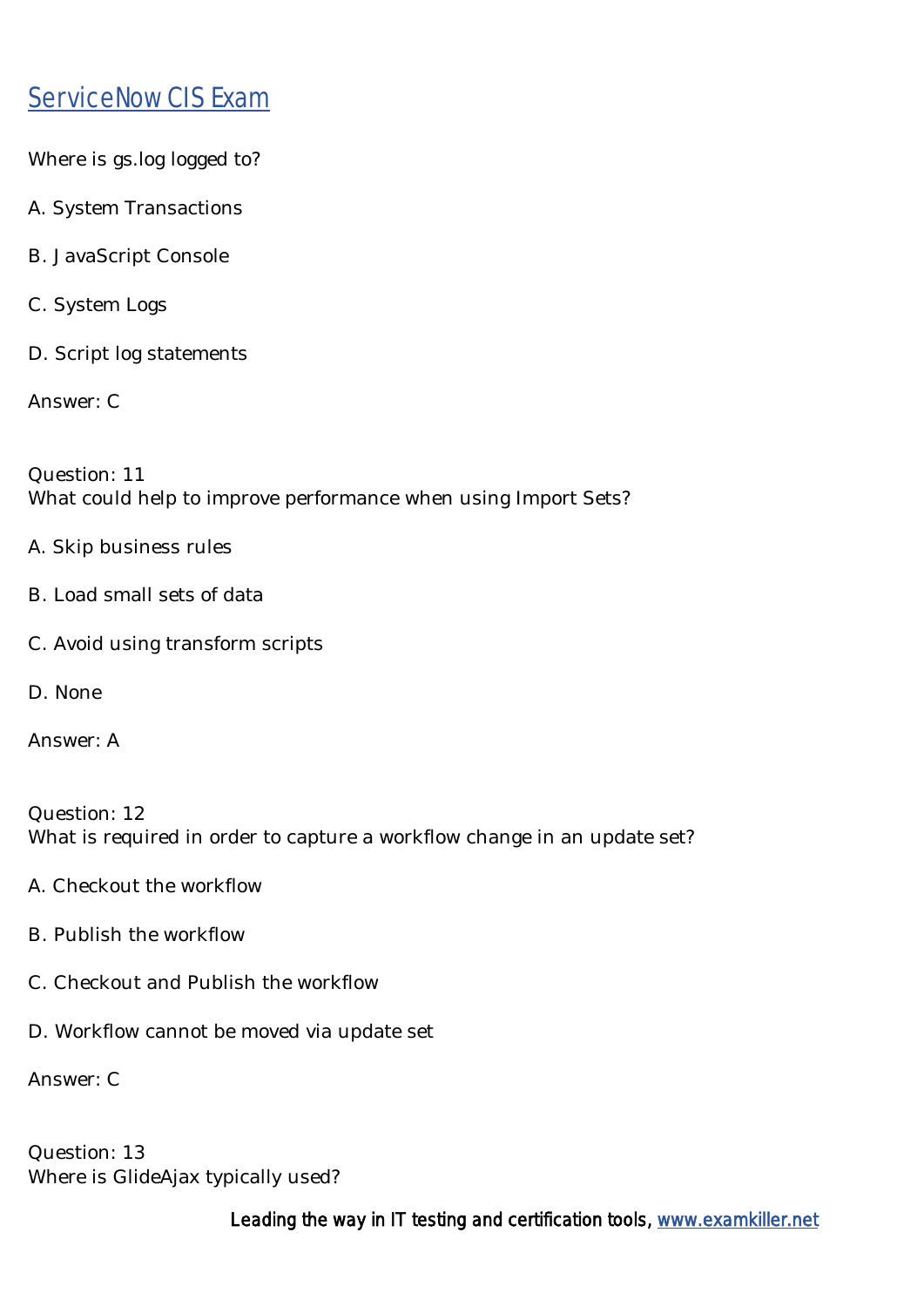# ServiceNow CIS Exam

Where is gs.log logged to?

A. System Transactions

B. JavaScript Console

C. System Logs

D. Script log statements

Answer: C

Question: 11
What could help to improve performance when using Import Sets?

A. Skip business rules

B. Load small sets of data

C. Avoid using transform scripts

D. None

Answer: A

Question: 12
What is required in order to capture a workflow change in an update set?

A. Checkout the workflow

B. Publish the workflow

C. Checkout and Publish the workflow

D. Workflow cannot be moved via update set

Answer: C

Question: 13
Where is GlideAjax typically used?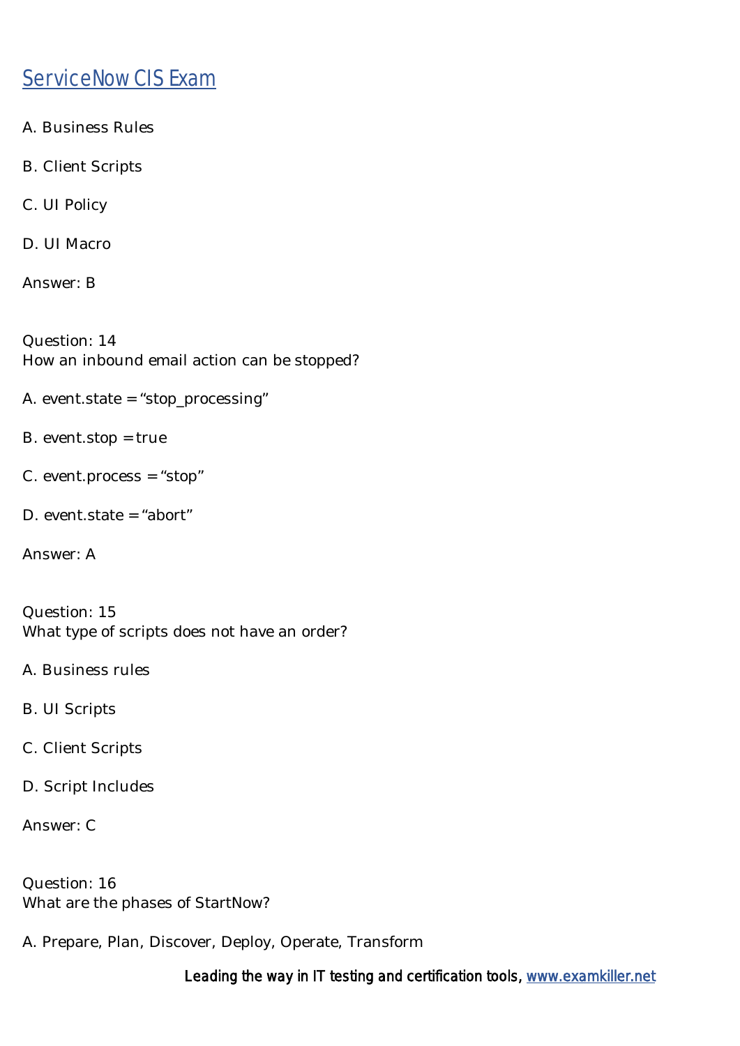A. Business Rules

B. Client Scripts

C. UI Policy

D. UI Macro

Answer: B

Question: 14
How an inbound email action can be stopped?

A. event.state = "stop_processing"

B. event.stop = true

C. event.process = "stop"

D. event.state = "abort"

Answer: A

Question: 15
What type of scripts does not have an order?

A. Business rules

B. UI Scripts

C. Client Scripts

D. Script Includes

Answer: C

Question: 16
What are the phases of StartNow?

A. Prepare, Plan, Discover, Deploy, Operate, Transform